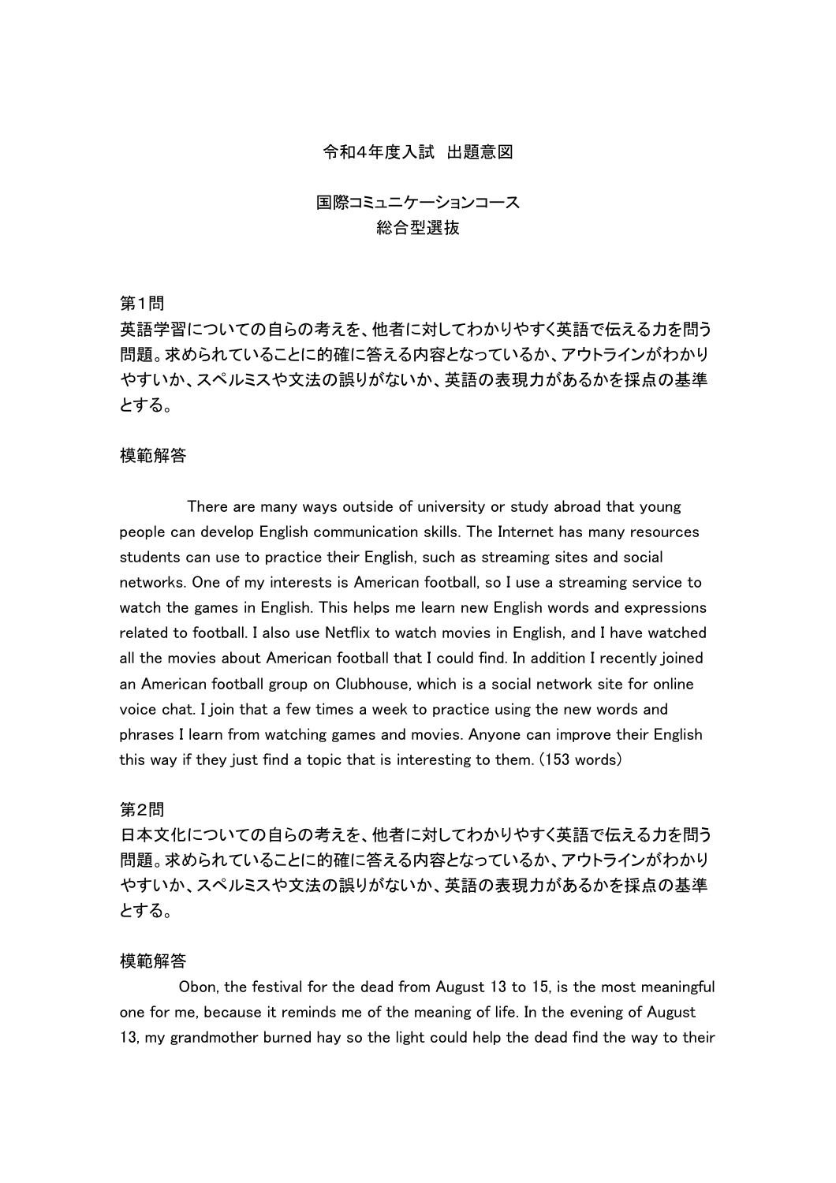# 令和4年度入試　出題意図

## 国際コミュニケーションコース
## 総合型選抜

### 第1問

英語学習についての自らの考えを、他者に対してわかりやすく英語で伝える力を問う問題。求められていることに的確に答える内容となっているか、アウトラインがわかりやすいか、スペルミスや文法の誤りがないか、英語の表現力があるかを採点の基準とする。

### 模範解答

There are many ways outside of university or study abroad that young people can develop English communication skills. The Internet has many resources students can use to practice their English, such as streaming sites and social networks. One of my interests is American football, so I use a streaming service to watch the games in English. This helps me learn new English words and expressions related to football. I also use Netflix to watch movies in English, and I have watched all the movies about American football that I could find. In addition I recently joined an American football group on Clubhouse, which is a social network site for online voice chat. I join that a few times a week to practice using the new words and phrases I learn from watching games and movies. Anyone can improve their English this way if they just find a topic that is interesting to them. (153 words)

### 第2問

日本文化についての自らの考えを、他者に対してわかりやすく英語で伝える力を問う問題。求められていることに的確に答える内容となっているか、アウトラインがわかりやすいか、スペルミスや文法の誤りがないか、英語の表現力があるかを採点の基準とする。

### 模範解答

Obon, the festival for the dead from August 13 to 15, is the most meaningful one for me, because it reminds me of the meaning of life. In the evening of August 13, my grandmother burned hay so the light could help the dead find the way to their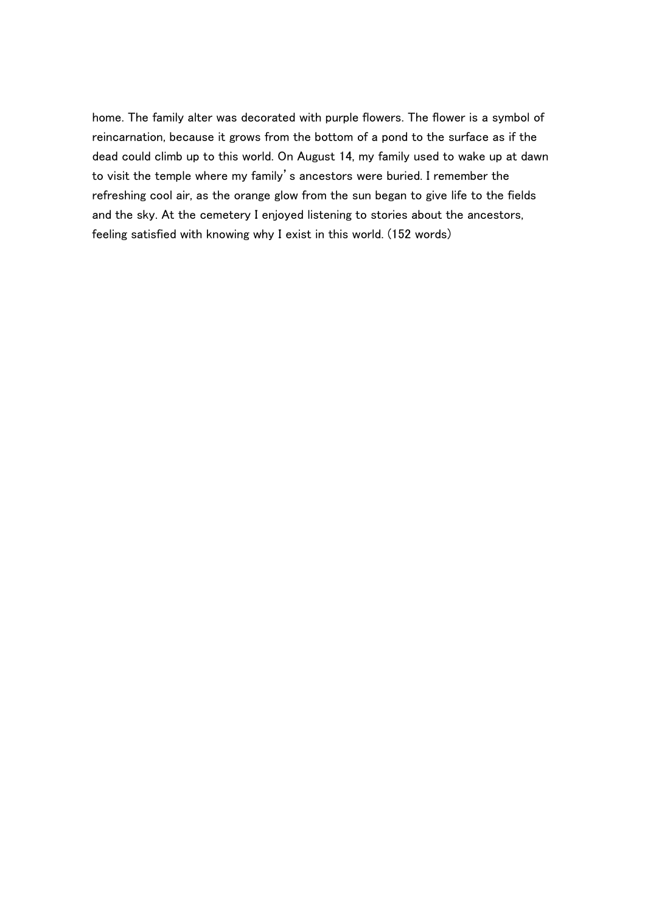home. The family alter was decorated with purple flowers. The flower is a symbol of reincarnation, because it grows from the bottom of a pond to the surface as if the dead could climb up to this world. On August 14, my family used to wake up at dawn to visit the temple where my family's ancestors were buried. I remember the refreshing cool air, as the orange glow from the sun began to give life to the fields and the sky. At the cemetery I enjoyed listening to stories about the ancestors, feeling satisfied with knowing why I exist in this world. (152 words)